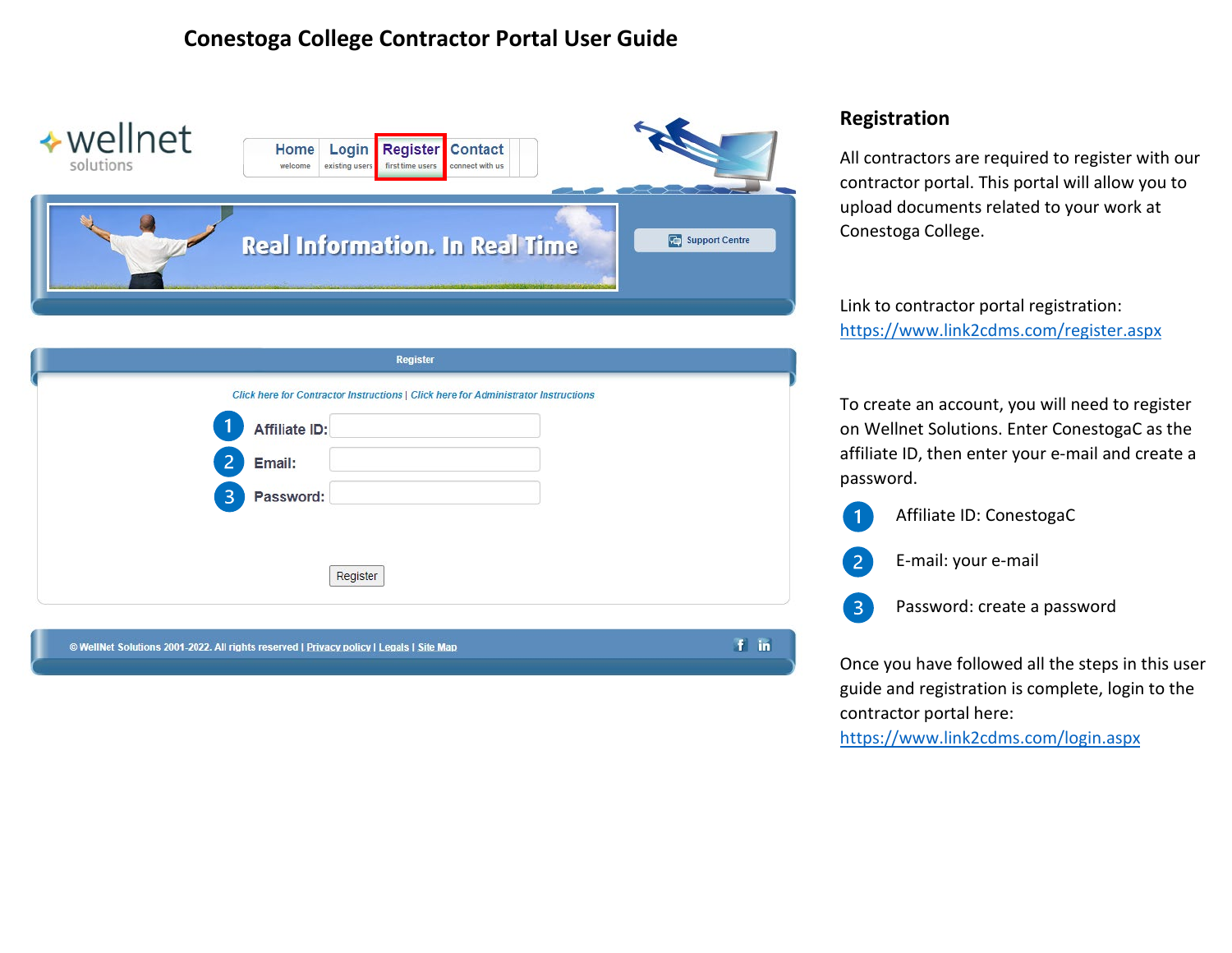# Conestoga College Contractor Portal User Guide

## Registration

All contractors are required to register with our contractor portal. This portal will allow you to upload documents related to your work at Conestoga College.

Link to contractor portal registration: https://www.link2cdms.com/register.aspx

To create an account, you will need to register on Wellnet Solutions. Enter ConestogaC as the affiliate ID, then enter your e-mail and create a password.

1. Affiliate ID: ConestogaC
2. E-mail: your e-mail
3. Password: create a password

Once you have followed all the steps in this user guide and registration is complete, login to the contractor portal here: https://www.link2cdms.com/login.aspx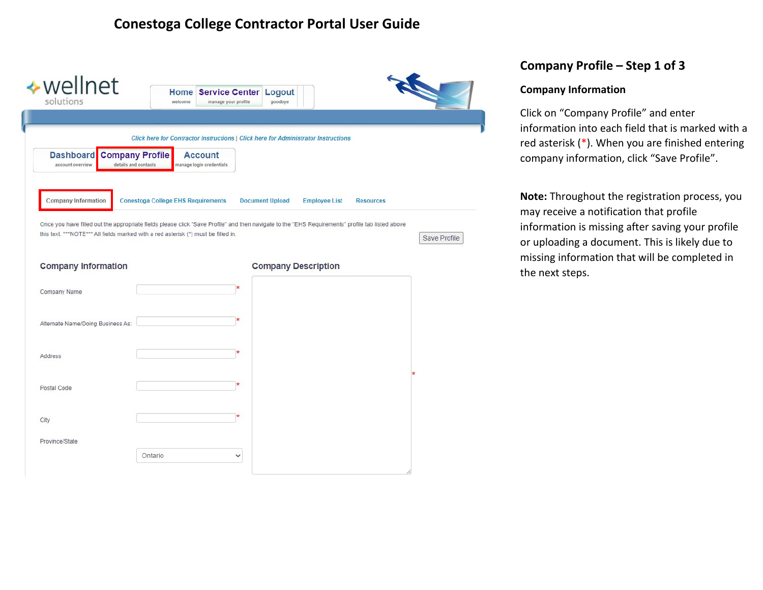# Conestoga College Contractor Portal User Guide

wellnet solutions

Home welcome | Service Center manage your profile | Logout goodbye

*Click here for Contractor Instructions* | *Click here for Administrator Instructions*

Dashboard account overview | Company Profile details and contacts | Account manage login credentials

Company Information | Conestoga College EHS Requirements | Document Upload | Employee List | Resources

Once you have filled out the appropriate fields please click "Save Profile" and then navigate to the "EHS Requirements" profile tab listed above this text. ***NOTE*** All fields marked with a red asterisk (*) must be filled in.

Save Profile

**Company Information**

Company Name *

Alternate Name/Doing Business As: *

Address *

Postal Code *

City *

Province/State: Ontario

**Company Description** *

## Company Profile – Step 1 of 3

### Company Information

Click on "Company Profile" and enter information into each field that is marked with a red asterisk (*). When you are finished entering company information, click "Save Profile".

**Note:** Throughout the registration process, you may receive a notification that profile information is missing after saving your profile or uploading a document. This is likely due to missing information that will be completed in the next steps.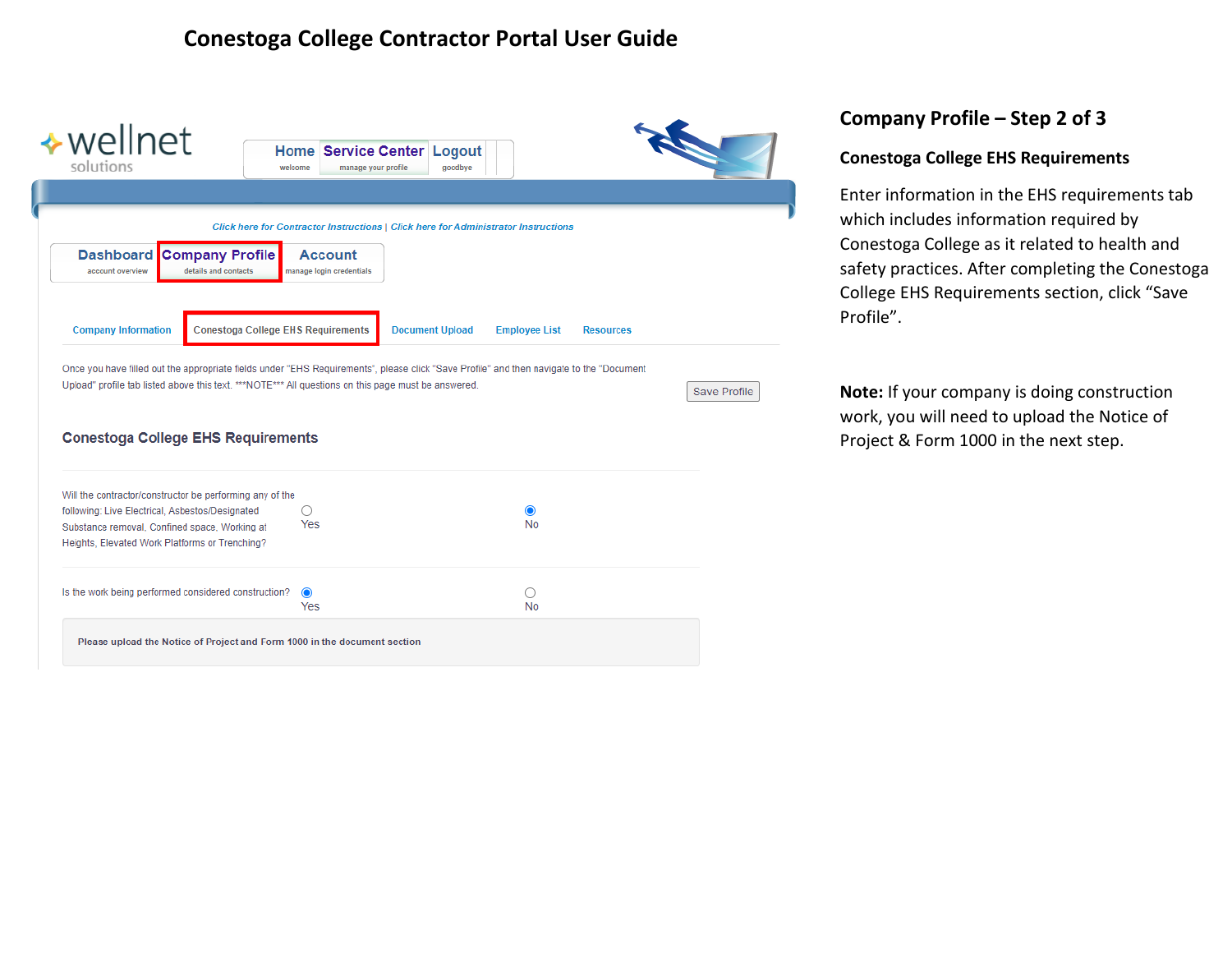# Conestoga College Contractor Portal User Guide

wellnet solutions

Home welcome | Service Center manage your profile | Logout goodbye

Click here for Contractor Instructions | Click here for Administrator Instructions

Dashboard account overview | Company Profile details and contacts | Account manage login credentials

Company Information | Conestoga College EHS Requirements | Document Upload | Employee List | Resources

Once you have filled out the appropriate fields under "EHS Requirements", please click "Save Profile" and then navigate to the "Document Upload" profile tab listed above this text. ***NOTE*** All questions on this page must be answered.

Save Profile

Conestoga College EHS Requirements

Will the contractor/constructor be performing any of the following: Live Electrical, Asbestos/Designated Substance removal, Confined space, Working at Heights, Elevated Work Platforms or Trenching? ○ Yes ● No

Is the work being performed considered construction? ● Yes ○ No

Please upload the Notice of Project and Form 1000 in the document section

## Company Profile – Step 2 of 3

### Conestoga College EHS Requirements

Enter information in the EHS requirements tab which includes information required by Conestoga College as it related to health and safety practices. After completing the Conestoga College EHS Requirements section, click “Save Profile”.

**Note:** If your company is doing construction work, you will need to upload the Notice of Project & Form 1000 in the next step.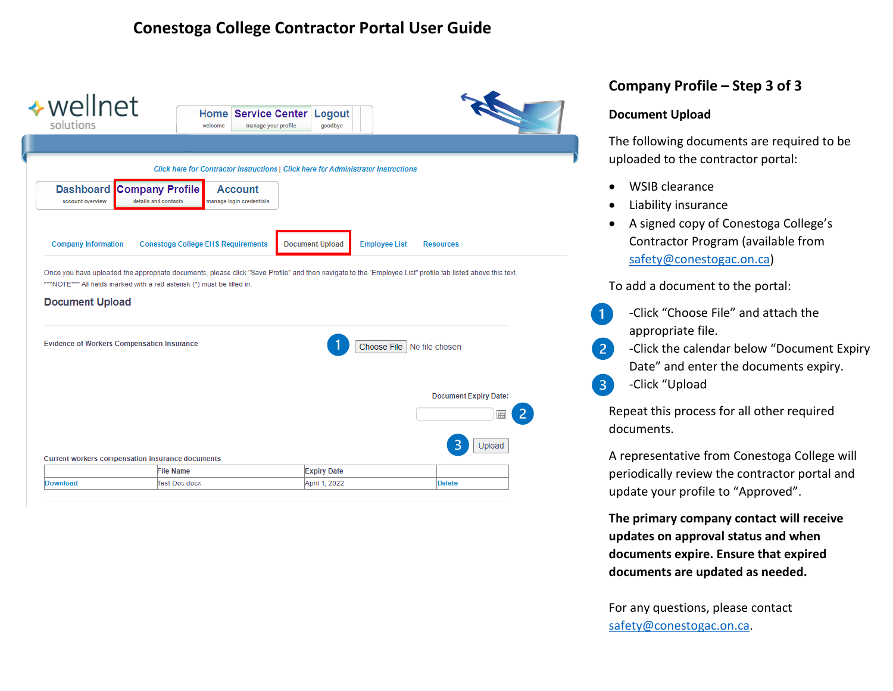# Conestoga College Contractor Portal User Guide

wellnet solutions

Home welcome | Service Center manage your profile | Logout goodbye

*Click here for Contractor Instructions* | *Click here for Administrator Instructions*

Dashboard account overview | Company Profile details and contacts | Account manage login credentials

Company Information | Conestoga College EHS Requirements | Document Upload | Employee List | Resources

Once you have uploaded the appropriate documents, please click "Save Profile" and then navigate to the "Employee List" profile tab listed above this text.
***NOTE*** All fields marked with a red asterisk (*) must be filled in.

**Document Upload**

Evidence of Workers Compensation Insurance

1 Choose File No file chosen

Document Expiry Date:

2

3 Upload

Current workers compensation insurance documents

| | File Name | Expiry Date | |
|---|---|---|---|
| Download | Test Doc.docx | April 1, 2022 | Delete |

## Company Profile – Step 3 of 3

### Document Upload

The following documents are required to be uploaded to the contractor portal:

- WSIB clearance
- Liability insurance
- A signed copy of Conestoga College's Contractor Program (available from safety@conestogac.on.ca)

To add a document to the portal:

1. -Click "Choose File" and attach the appropriate file.
2. -Click the calendar below "Document Expiry Date" and enter the documents expiry.
3. -Click "Upload

Repeat this process for all other required documents.

A representative from Conestoga College will periodically review the contractor portal and update your profile to "Approved".

**The primary company contact will receive updates on approval status and when documents expire. Ensure that expired documents are updated as needed.**

For any questions, please contact safety@conestogac.on.ca.